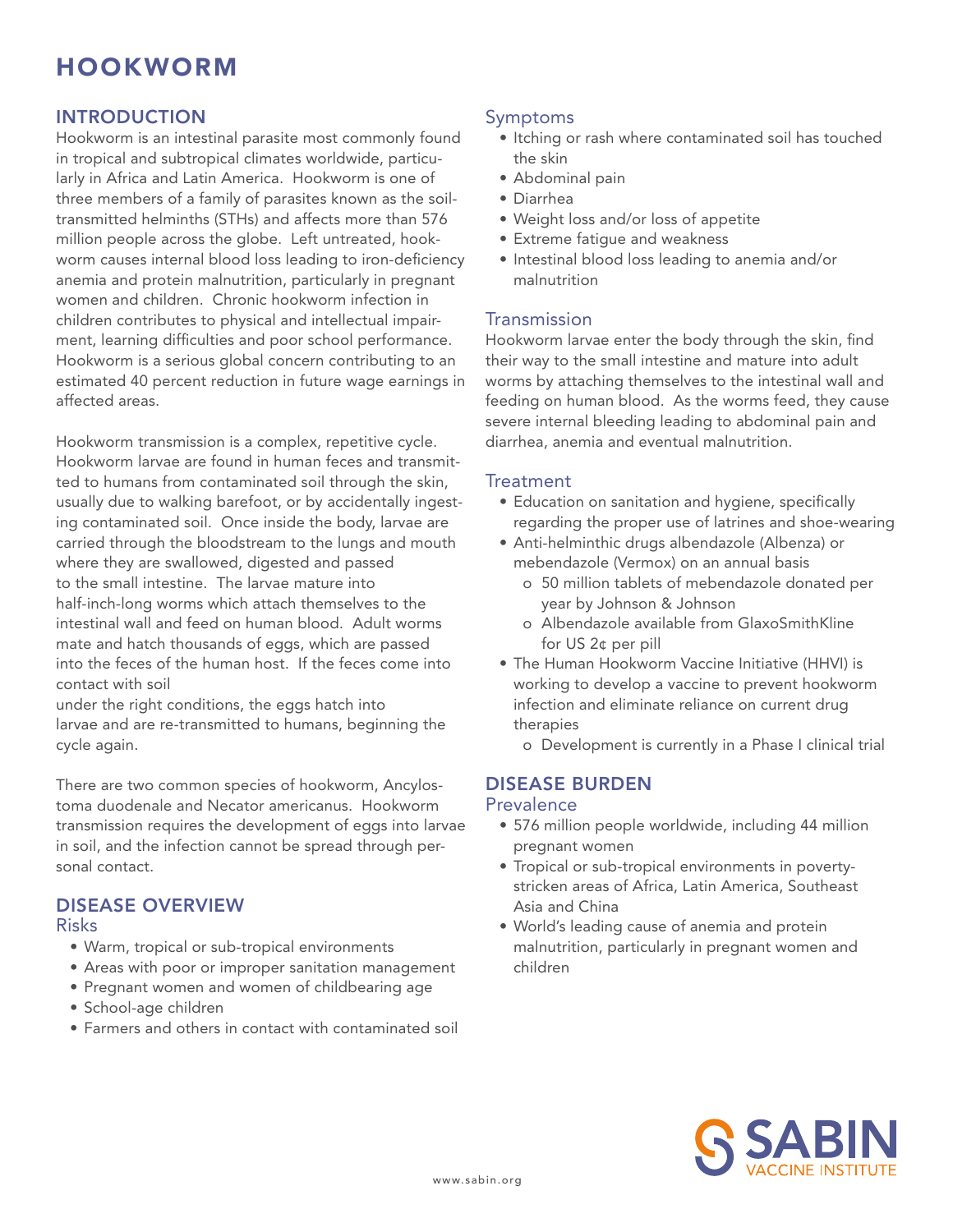# HOOKWORM

## INTRODUCTION

Hookworm is an intestinal parasite most commonly found in tropical and subtropical climates worldwide, particularly in Africa and Latin America. Hookworm is one of three members of a family of parasites known as the soil-transmitted helminths (STHs) and affects more than 576 million people across the globe. Left untreated, hookworm causes internal blood loss leading to iron-deficiency anemia and protein malnutrition, particularly in pregnant women and children. Chronic hookworm infection in children contributes to physical and intellectual impairment, learning difficulties and poor school performance. Hookworm is a serious global concern contributing to an estimated 40 percent reduction in future wage earnings in affected areas.

Hookworm transmission is a complex, repetitive cycle. Hookworm larvae are found in human feces and transmitted to humans from contaminated soil through the skin, usually due to walking barefoot, or by accidentally ingesting contaminated soil. Once inside the body, larvae are carried through the bloodstream to the lungs and mouth where they are swallowed, digested and passed to the small intestine. The larvae mature into half-inch-long worms which attach themselves to the intestinal wall and feed on human blood. Adult worms mate and hatch thousands of eggs, which are passed into the feces of the human host. If the feces come into contact with soil under the right conditions, the eggs hatch into larvae and are re-transmitted to humans, beginning the cycle again.

There are two common species of hookworm, Ancylostoma duodenale and Necator americanus. Hookworm transmission requires the development of eggs into larvae in soil, and the infection cannot be spread through personal contact.

## DISEASE OVERVIEW

### Risks

- Warm, tropical or sub-tropical environments
- Areas with poor or improper sanitation management
- Pregnant women and women of childbearing age
- School-age children
- Farmers and others in contact with contaminated soil

### Symptoms

- Itching or rash where contaminated soil has touched the skin
- Abdominal pain
- Diarrhea
- Weight loss and/or loss of appetite
- Extreme fatigue and weakness
- Intestinal blood loss leading to anemia and/or malnutrition

### Transmission

Hookworm larvae enter the body through the skin, find their way to the small intestine and mature into adult worms by attaching themselves to the intestinal wall and feeding on human blood. As the worms feed, they cause severe internal bleeding leading to abdominal pain and diarrhea, anemia and eventual malnutrition.

### Treatment

- Education on sanitation and hygiene, specifically regarding the proper use of latrines and shoe-wearing
- Anti-helminthic drugs albendazole (Albenza) or mebendazole (Vermox) on an annual basis
  - 50 million tablets of mebendazole donated per year by Johnson & Johnson
  - Albendazole available from GlaxoSmithKline for US 2¢ per pill
- The Human Hookworm Vaccine Initiative (HHVI) is working to develop a vaccine to prevent hookworm infection and eliminate reliance on current drug therapies
  - Development is currently in a Phase I clinical trial

## DISEASE BURDEN

### Prevalence

- 576 million people worldwide, including 44 million pregnant women
- Tropical or sub-tropical environments in poverty-stricken areas of Africa, Latin America, Southeast Asia and China
- World's leading cause of anemia and protein malnutrition, particularly in pregnant women and children

www.sabin.org

SABIN VACCINE INSTITUTE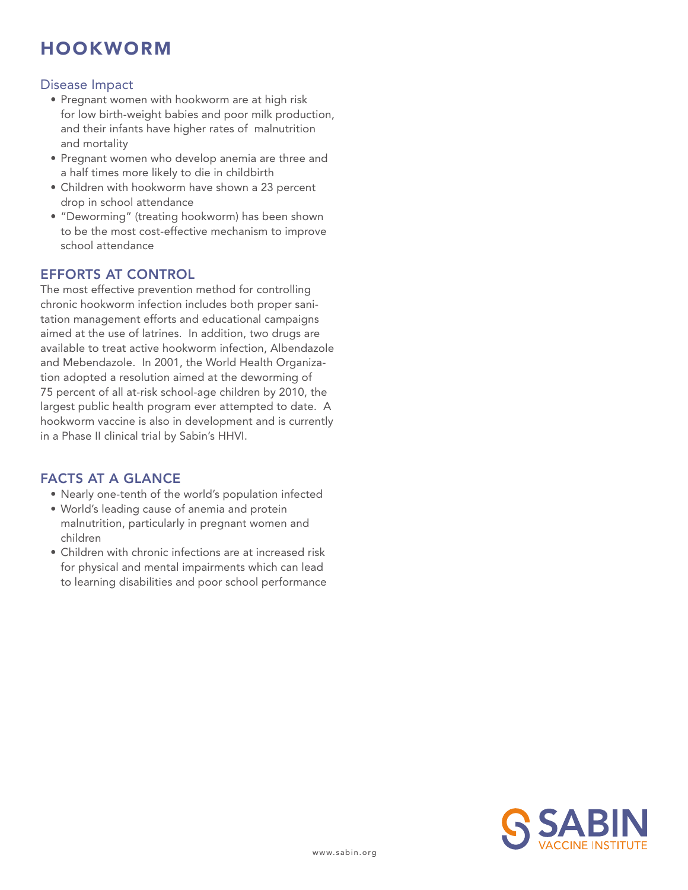# HOOKWORM

## Disease Impact

- Pregnant women with hookworm are at high risk for low birth-weight babies and poor milk production, and their infants have higher rates of malnutrition and mortality
- Pregnant women who develop anemia are three and a half times more likely to die in childbirth
- Children with hookworm have shown a 23 percent drop in school attendance
- "Deworming" (treating hookworm) has been shown to be the most cost-effective mechanism to improve school attendance

## EFFORTS AT CONTROL

The most effective prevention method for controlling chronic hookworm infection includes both proper sanitation management efforts and educational campaigns aimed at the use of latrines. In addition, two drugs are available to treat active hookworm infection, Albendazole and Mebendazole. In 2001, the World Health Organization adopted a resolution aimed at the deworming of 75 percent of all at-risk school-age children by 2010, the largest public health program ever attempted to date. A hookworm vaccine is also in development and is currently in a Phase II clinical trial by Sabin's HHVI.

## FACTS AT A GLANCE

- Nearly one-tenth of the world's population infected
- World's leading cause of anemia and protein malnutrition, particularly in pregnant women and children
- Children with chronic infections are at increased risk for physical and mental impairments which can lead to learning disabilities and poor school performance

SABIN VACCINE INSTITUTE

www.sabin.org